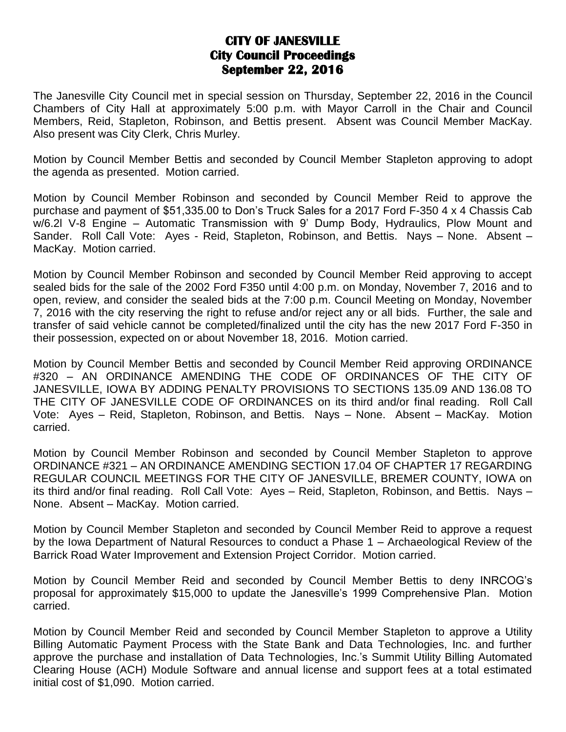# CITY OF JANESVILLE
## City Council Proceedings
## September 22, 2016

The Janesville City Council met in special session on Thursday, September 22, 2016 in the Council Chambers of City Hall at approximately 5:00 p.m. with Mayor Carroll in the Chair and Council Members, Reid, Stapleton, Robinson, and Bettis present. Absent was Council Member MacKay. Also present was City Clerk, Chris Murley.

Motion by Council Member Bettis and seconded by Council Member Stapleton approving to adopt the agenda as presented. Motion carried.

Motion by Council Member Robinson and seconded by Council Member Reid to approve the purchase and payment of $51,335.00 to Don's Truck Sales for a 2017 Ford F-350 4 x 4 Chassis Cab w/6.2l V-8 Engine – Automatic Transmission with 9' Dump Body, Hydraulics, Plow Mount and Sander. Roll Call Vote: Ayes - Reid, Stapleton, Robinson, and Bettis. Nays – None. Absent – MacKay. Motion carried.

Motion by Council Member Robinson and seconded by Council Member Reid approving to accept sealed bids for the sale of the 2002 Ford F350 until 4:00 p.m. on Monday, November 7, 2016 and to open, review, and consider the sealed bids at the 7:00 p.m. Council Meeting on Monday, November 7, 2016 with the city reserving the right to refuse and/or reject any or all bids. Further, the sale and transfer of said vehicle cannot be completed/finalized until the city has the new 2017 Ford F-350 in their possession, expected on or about November 18, 2016. Motion carried.

Motion by Council Member Bettis and seconded by Council Member Reid approving ORDINANCE #320 – AN ORDINANCE AMENDING THE CODE OF ORDINANCES OF THE CITY OF JANESVILLE, IOWA BY ADDING PENALTY PROVISIONS TO SECTIONS 135.09 AND 136.08 TO THE CITY OF JANESVILLE CODE OF ORDINANCES on its third and/or final reading. Roll Call Vote: Ayes – Reid, Stapleton, Robinson, and Bettis. Nays – None. Absent – MacKay. Motion carried.

Motion by Council Member Robinson and seconded by Council Member Stapleton to approve ORDINANCE #321 – AN ORDINANCE AMENDING SECTION 17.04 OF CHAPTER 17 REGARDING REGULAR COUNCIL MEETINGS FOR THE CITY OF JANESVILLE, BREMER COUNTY, IOWA on its third and/or final reading. Roll Call Vote: Ayes – Reid, Stapleton, Robinson, and Bettis. Nays – None. Absent – MacKay. Motion carried.

Motion by Council Member Stapleton and seconded by Council Member Reid to approve a request by the Iowa Department of Natural Resources to conduct a Phase 1 – Archaeological Review of the Barrick Road Water Improvement and Extension Project Corridor. Motion carried.

Motion by Council Member Reid and seconded by Council Member Bettis to deny INRCOG's proposal for approximately $15,000 to update the Janesville's 1999 Comprehensive Plan. Motion carried.

Motion by Council Member Reid and seconded by Council Member Stapleton to approve a Utility Billing Automatic Payment Process with the State Bank and Data Technologies, Inc. and further approve the purchase and installation of Data Technologies, Inc.'s Summit Utility Billing Automated Clearing House (ACH) Module Software and annual license and support fees at a total estimated initial cost of $1,090. Motion carried.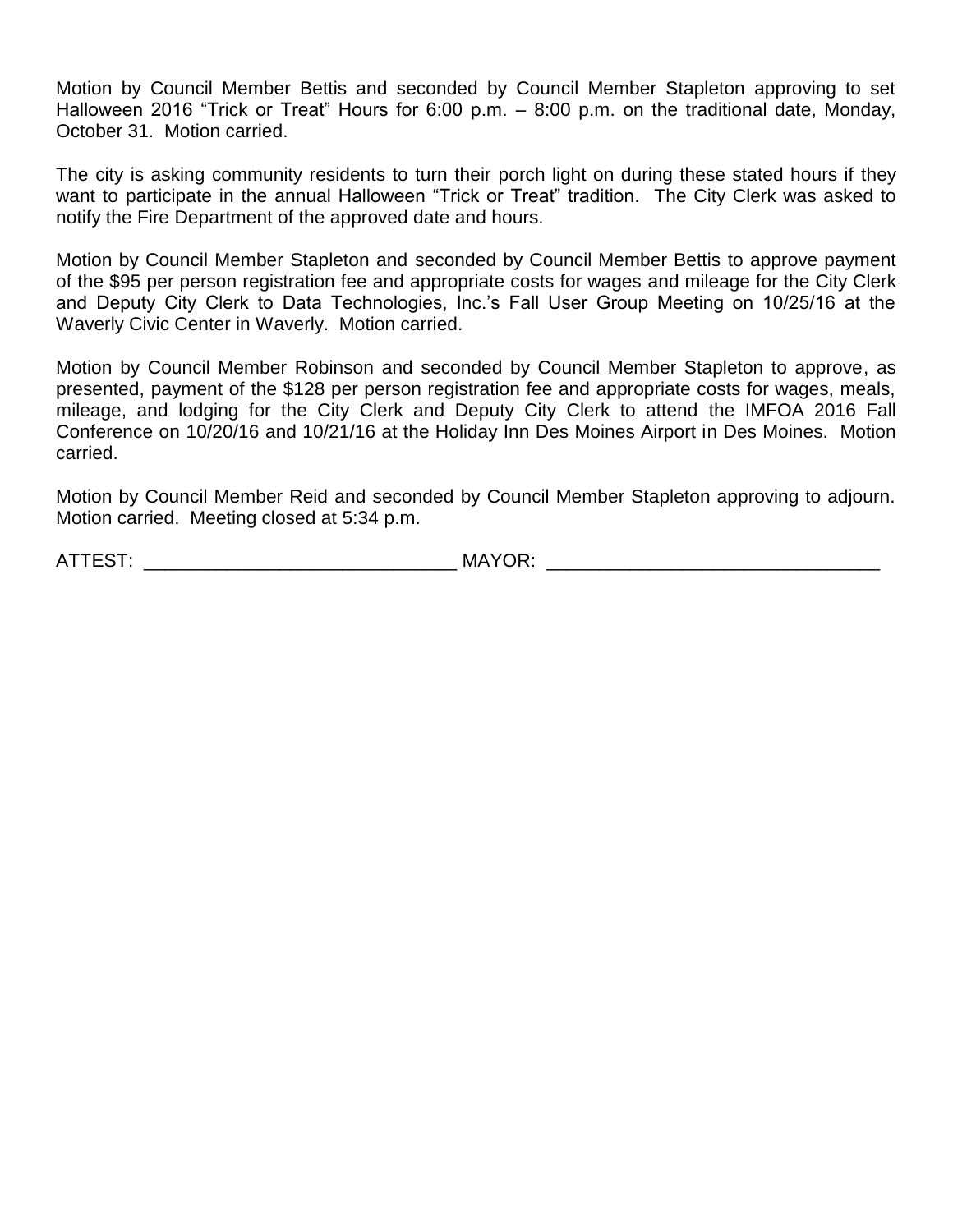Motion by Council Member Bettis and seconded by Council Member Stapleton approving to set Halloween 2016 "Trick or Treat" Hours for 6:00 p.m. – 8:00 p.m. on the traditional date, Monday, October 31. Motion carried.

The city is asking community residents to turn their porch light on during these stated hours if they want to participate in the annual Halloween "Trick or Treat" tradition. The City Clerk was asked to notify the Fire Department of the approved date and hours.

Motion by Council Member Stapleton and seconded by Council Member Bettis to approve payment of the $95 per person registration fee and appropriate costs for wages and mileage for the City Clerk and Deputy City Clerk to Data Technologies, Inc.'s Fall User Group Meeting on 10/25/16 at the Waverly Civic Center in Waverly. Motion carried.

Motion by Council Member Robinson and seconded by Council Member Stapleton to approve, as presented, payment of the $128 per person registration fee and appropriate costs for wages, meals, mileage, and lodging for the City Clerk and Deputy City Clerk to attend the IMFOA 2016 Fall Conference on 10/20/16 and 10/21/16 at the Holiday Inn Des Moines Airport in Des Moines. Motion carried.

Motion by Council Member Reid and seconded by Council Member Stapleton approving to adjourn. Motion carried. Meeting closed at 5:34 p.m.

ATTEST: ______________________________ MAYOR: ________________________________